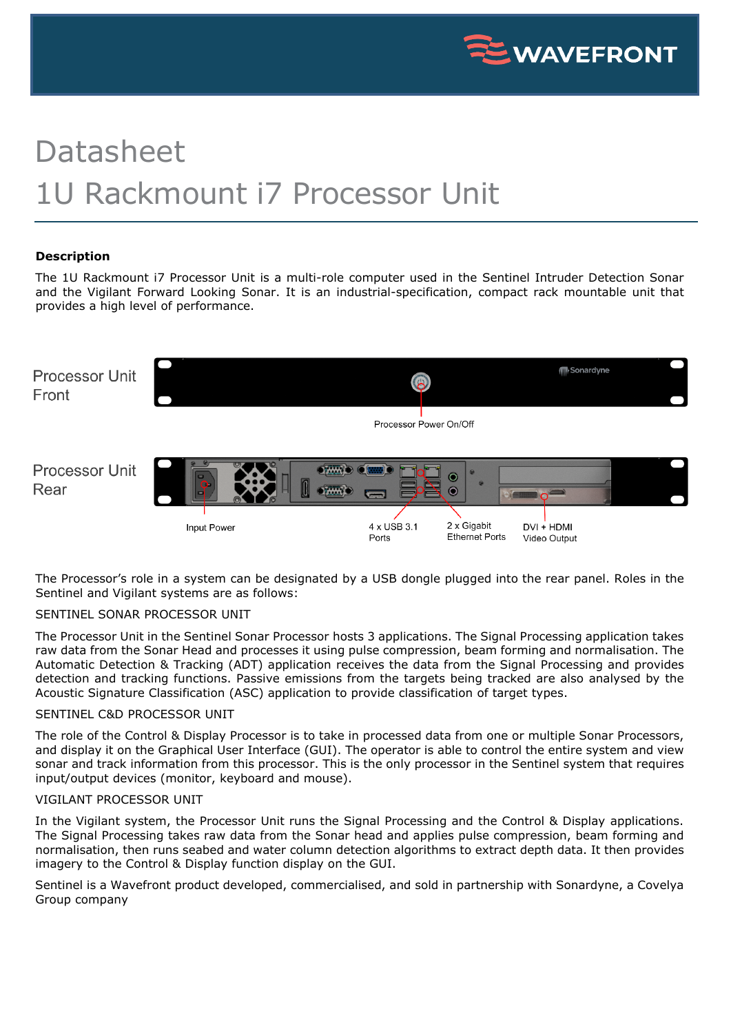# Datasheet

# 1U Rackmount i7 Processor Unit

**Description**

The 1U Rackmount i7 Processor Unit is a multi-role computer used in the Sentinel Intruder Detection Sonar and the Vigilant Forward Looking Sonar. It is an industrial-specification, compact rack mountable unit that provides a high level of performance.

Processor Unit Front

Processor Power On/Off

Processor Unit Rear

Input Power

4 x USB 3.1 Ports

2 x Gigabit Ethernet Ports

DVI + HDMI Video Output

The Processor's role in a system can be designated by a USB dongle plugged into the rear panel. Roles in the Sentinel and Vigilant systems are as follows:

SENTINEL SONAR PROCESSOR UNIT

The Processor Unit in the Sentinel Sonar Processor hosts 3 applications. The Signal Processing application takes raw data from the Sonar Head and processes it using pulse compression, beam forming and normalisation. The Automatic Detection & Tracking (ADT) application receives the data from the Signal Processing and provides detection and tracking functions. Passive emissions from the targets being tracked are also analysed by the Acoustic Signature Classification (ASC) application to provide classification of target types.

SENTINEL C&D PROCESSOR UNIT

The role of the Control & Display Processor is to take in processed data from one or multiple Sonar Processors, and display it on the Graphical User Interface (GUI). The operator is able to control the entire system and view sonar and track information from this processor. This is the only processor in the Sentinel system that requires input/output devices (monitor, keyboard and mouse).

VIGILANT PROCESSOR UNIT

In the Vigilant system, the Processor Unit runs the Signal Processing and the Control & Display applications. The Signal Processing takes raw data from the Sonar head and applies pulse compression, beam forming and normalisation, then runs seabed and water column detection algorithms to extract depth data. It then provides imagery to the Control & Display function display on the GUI.

Sentinel is a Wavefront product developed, commercialised, and sold in partnership with Sonardyne, a Covelya Group company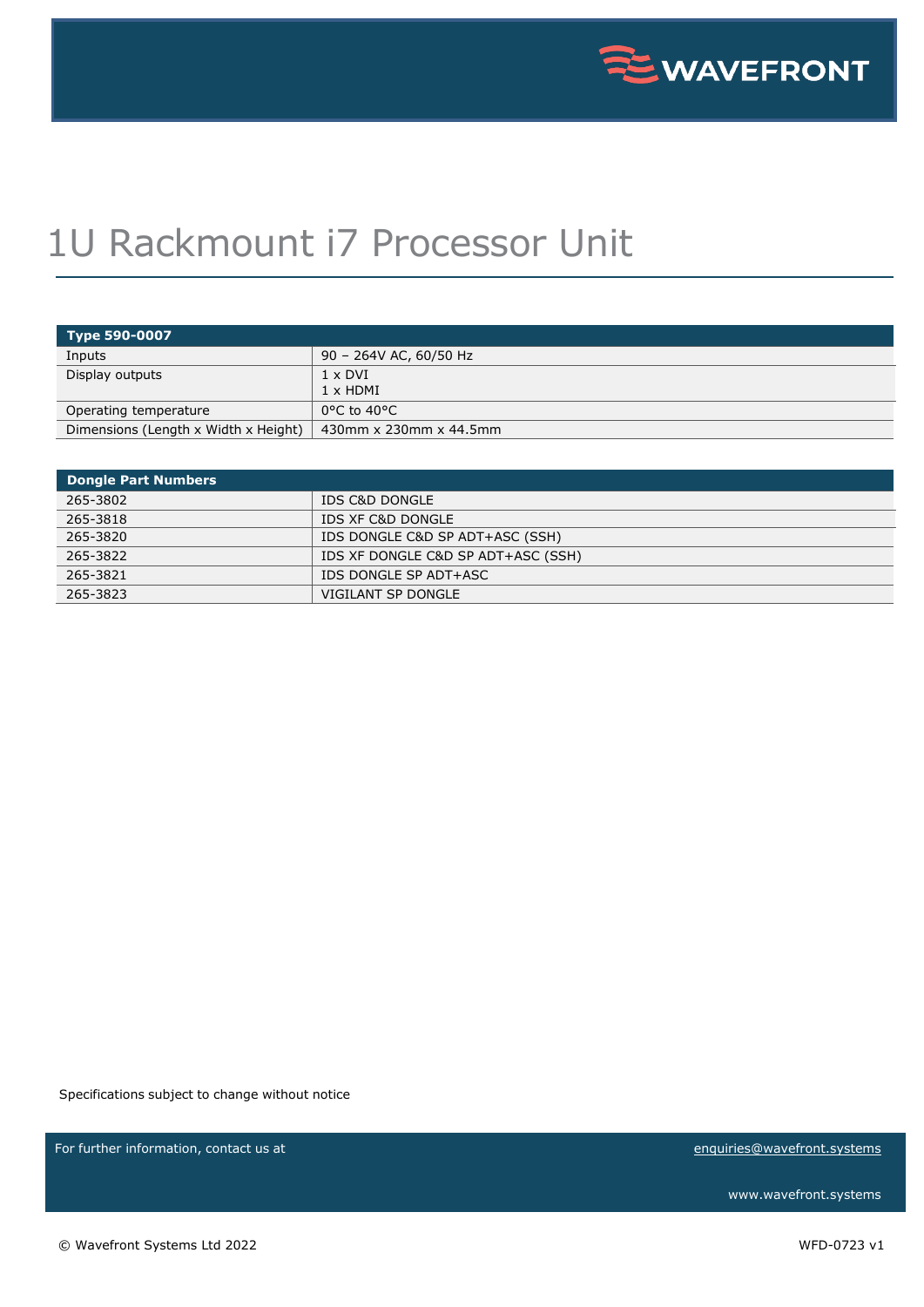# 1U Rackmount i7 Processor Unit

| Type 590-0007 | |
|---|---|
| Inputs | 90 – 264V AC, 60/50 Hz |
| Display outputs | 1 x DVI<br>1 x HDMI |
| Operating temperature | 0°C to 40°C |
| Dimensions (Length x Width x Height) | 430mm x 230mm x 44.5mm |

| Dongle Part Numbers | |
|---|---|
| 265-3802 | IDS C&D DONGLE |
| 265-3818 | IDS XF C&D DONGLE |
| 265-3820 | IDS DONGLE C&D SP ADT+ASC (SSH) |
| 265-3822 | IDS XF DONGLE C&D SP ADT+ASC (SSH) |
| 265-3821 | IDS DONGLE SP ADT+ASC |
| 265-3823 | VIGILANT SP DONGLE |

Specifications subject to change without notice

For further information, contact us at enquiries@wavefront.systems

www.wavefront.systems

© Wavefront Systems Ltd 2022

WFD-0723 v1